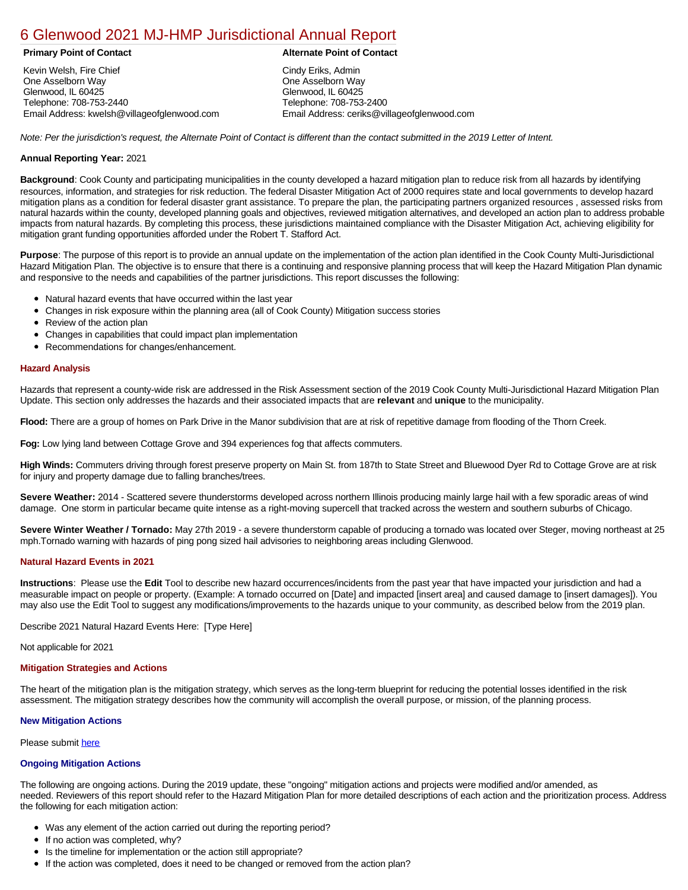# 6 Glenwood 2021 MJ-HMP Jurisdictional Annual Report

**Primary Point of Contact**

Kevin Welsh, Fire Chief
One Asselborn Way
Glenwood, IL 60425
Telephone: 708-753-2440
Email Address: kwelsh@villageofglenwood.com

**Alternate Point of Contact**

Cindy Eriks, Admin
One Asselborn Way
Glenwood, IL 60425
Telephone: 708-753-2400
Email Address: ceriks@villageofglenwood.com

*Note: Per the jurisdiction's request, the Alternate Point of Contact is different than the contact submitted in the 2019 Letter of Intent.*

**Annual Reporting Year:** 2021

**Background**: Cook County and participating municipalities in the county developed a hazard mitigation plan to reduce risk from all hazards by identifying resources, information, and strategies for risk reduction. The federal Disaster Mitigation Act of 2000 requires state and local governments to develop hazard mitigation plans as a condition for federal disaster grant assistance. To prepare the plan, the participating partners organized resources , assessed risks from natural hazards within the county, developed planning goals and objectives, reviewed mitigation alternatives, and developed an action plan to address probable impacts from natural hazards. By completing this process, these jurisdictions maintained compliance with the Disaster Mitigation Act, achieving eligibility for mitigation grant funding opportunities afforded under the Robert T. Stafford Act.

**Purpose**: The purpose of this report is to provide an annual update on the implementation of the action plan identified in the Cook County Multi-Jurisdictional Hazard Mitigation Plan. The objective is to ensure that there is a continuing and responsive planning process that will keep the Hazard Mitigation Plan dynamic and responsive to the needs and capabilities of the partner jurisdictions. This report discusses the following:

- Natural hazard events that have occurred within the last year
- Changes in risk exposure within the planning area (all of Cook County) Mitigation success stories
- Review of the action plan
- Changes in capabilities that could impact plan implementation
- Recommendations for changes/enhancement.

## Hazard Analysis

Hazards that represent a county-wide risk are addressed in the Risk Assessment section of the 2019 Cook County Multi-Jurisdictional Hazard Mitigation Plan Update. This section only addresses the hazards and their associated impacts that are **relevant** and **unique** to the municipality.

**Flood:** There are a group of homes on Park Drive in the Manor subdivision that are at risk of repetitive damage from flooding of the Thorn Creek.

**Fog:** Low lying land between Cottage Grove and 394 experiences fog that affects commuters.

**High Winds:** Commuters driving through forest preserve property on Main St. from 187th to State Street and Bluewood Dyer Rd to Cottage Grove are at risk for injury and property damage due to falling branches/trees.

**Severe Weather:** 2014 - Scattered severe thunderstorms developed across northern Illinois producing mainly large hail with a few sporadic areas of wind damage. One storm in particular became quite intense as a right-moving supercell that tracked across the western and southern suburbs of Chicago.

**Severe Winter Weather / Tornado:** May 27th 2019 - a severe thunderstorm capable of producing a tornado was located over Steger, moving northeast at 25 mph.Tornado warning with hazards of ping pong sized hail advisories to neighboring areas including Glenwood.

## Natural Hazard Events in 2021

**Instructions**: Please use the **Edit** Tool to describe new hazard occurrences/incidents from the past year that have impacted your jurisdiction and had a measurable impact on people or property. (Example: A tornado occurred on [Date] and impacted [insert area] and caused damage to [insert damages]). You may also use the Edit Tool to suggest any modifications/improvements to the hazards unique to your community, as described below from the 2019 plan.

Describe 2021 Natural Hazard Events Here: [Type Here]

Not applicable for 2021

## Mitigation Strategies and Actions

The heart of the mitigation plan is the mitigation strategy, which serves as the long-term blueprint for reducing the potential losses identified in the risk assessment. The mitigation strategy describes how the community will accomplish the overall purpose, or mission, of the planning process.

### New Mitigation Actions

Please submit here

### Ongoing Mitigation Actions

The following are ongoing actions. During the 2019 update, these "ongoing" mitigation actions and projects were modified and/or amended, as needed. Reviewers of this report should refer to the Hazard Mitigation Plan for more detailed descriptions of each action and the prioritization process. Address the following for each mitigation action:

- Was any element of the action carried out during the reporting period?
- If no action was completed, why?
- Is the timeline for implementation or the action still appropriate?
- If the action was completed, does it need to be changed or removed from the action plan?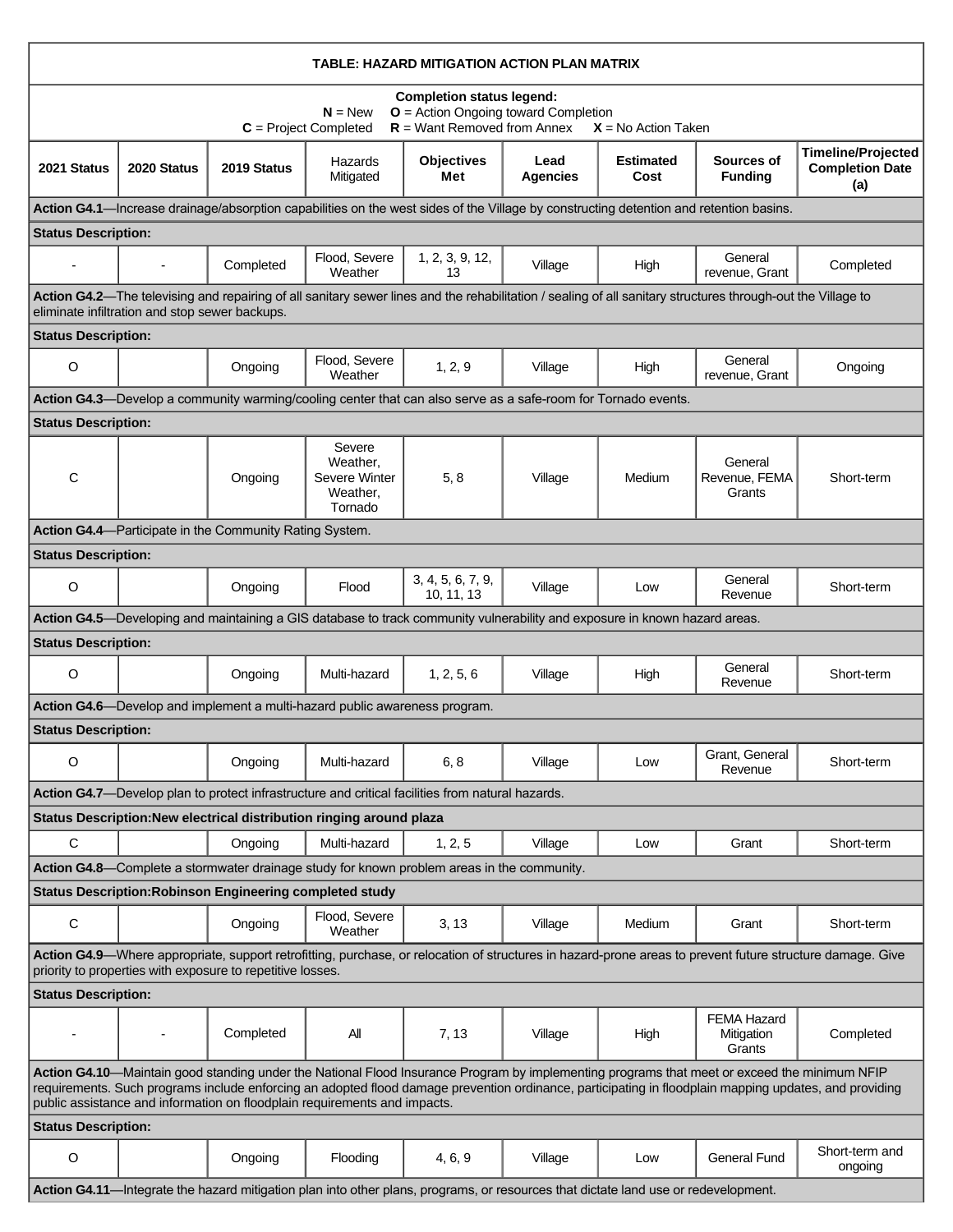**TABLE: HAZARD MITIGATION ACTION PLAN MATRIX**

**Completion status legend:**
**N** = New **O** = Action Ongoing toward Completion
**C** = Project Completed **R** = Want Removed from Annex **X** = No Action Taken

| 2021 Status | 2020 Status | 2019 Status | Hazards Mitigated | Objectives Met | Lead Agencies | Estimated Cost | Sources of Funding | Timeline/Projected Completion Date (a) |
|---|---|---|---|---|---|---|---|---|
| **Action G4.1**—Increase drainage/absorption capabilities on the west sides of the Village by constructing detention and retention basins. | | | | | | | | |
| **Status Description:** | | | | | | | | |
| - | - | Completed | Flood, Severe Weather | 1, 2, 3, 9, 12, 13 | Village | High | General revenue, Grant | Completed |
| **Action G4.2**—The televising and repairing of all sanitary sewer lines and the rehabilitation / sealing of all sanitary structures through-out the Village to eliminate infiltration and stop sewer backups. | | | | | | | | |
| **Status Description:** | | | | | | | | |
| O | | Ongoing | Flood, Severe Weather | 1, 2, 9 | Village | High | General revenue, Grant | Ongoing |
| **Action G4.3**—Develop a community warming/cooling center that can also serve as a safe-room for Tornado events. | | | | | | | | |
| **Status Description:** | | | | | | | | |
| C | | Ongoing | Severe Weather, Severe Winter Weather, Tornado | 5, 8 | Village | Medium | General Revenue, FEMA Grants | Short-term |
| **Action G4.4**—Participate in the Community Rating System. | | | | | | | | |
| **Status Description:** | | | | | | | | |
| O | | Ongoing | Flood | 3, 4, 5, 6, 7, 9, 10, 11, 13 | Village | Low | General Revenue | Short-term |
| **Action G4.5**—Developing and maintaining a GIS database to track community vulnerability and exposure in known hazard areas. | | | | | | | | |
| **Status Description:** | | | | | | | | |
| O | | Ongoing | Multi-hazard | 1, 2, 5, 6 | Village | High | General Revenue | Short-term |
| **Action G4.6**—Develop and implement a multi-hazard public awareness program. | | | | | | | | |
| **Status Description:** | | | | | | | | |
| O | | Ongoing | Multi-hazard | 6, 8 | Village | Low | Grant, General Revenue | Short-term |
| **Action G4.7**—Develop plan to protect infrastructure and critical facilities from natural hazards. | | | | | | | | |
| **Status Description:New electrical distribution ringing around plaza** | | | | | | | | |
| C | | Ongoing | Multi-hazard | 1, 2, 5 | Village | Low | Grant | Short-term |
| **Action G4.8**—Complete a stormwater drainage study for known problem areas in the community. | | | | | | | | |
| **Status Description:Robinson Engineering completed study** | | | | | | | | |
| C | | Ongoing | Flood, Severe Weather | 3, 13 | Village | Medium | Grant | Short-term |
| **Action G4.9**—Where appropriate, support retrofitting, purchase, or relocation of structures in hazard-prone areas to prevent future structure damage. Give priority to properties with exposure to repetitive losses. | | | | | | | | |
| **Status Description:** | | | | | | | | |
| - | - | Completed | All | 7, 13 | Village | High | FEMA Hazard Mitigation Grants | Completed |
| **Action G4.10**—Maintain good standing under the National Flood Insurance Program by implementing programs that meet or exceed the minimum NFIP requirements. Such programs include enforcing an adopted flood damage prevention ordinance, participating in floodplain mapping updates, and providing public assistance and information on floodplain requirements and impacts. | | | | | | | | |
| **Status Description:** | | | | | | | | |
| O | | Ongoing | Flooding | 4, 6, 9 | Village | Low | General Fund | Short-term and ongoing |
| **Action G4.11**—Integrate the hazard mitigation plan into other plans, programs, or resources that dictate land use or redevelopment. | | | | | | | | |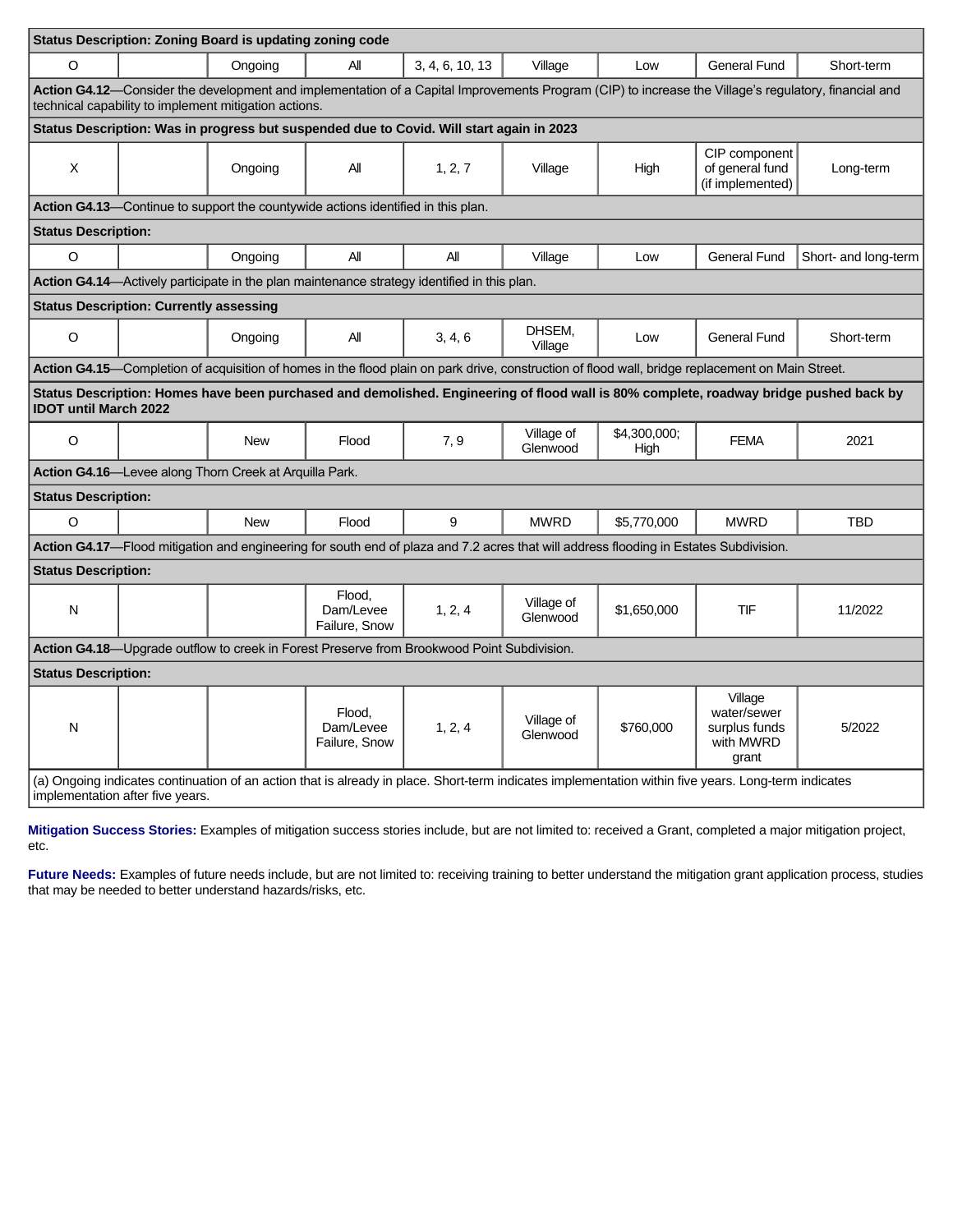| | | | | | | | | |
|---|---|---|---|---|---|---|---|---|
| **Status Description: Zoning Board is updating zoning code** | | | | | | | | |
| O | | Ongoing | All | 3, 4, 6, 10, 13 | Village | Low | General Fund | Short-term |
| **Action G4.12**—Consider the development and implementation of a Capital Improvements Program (CIP) to increase the Village's regulatory, financial and technical capability to implement mitigation actions. | | | | | | | | |
| **Status Description: Was in progress but suspended due to Covid. Will start again in 2023** | | | | | | | | |
| X | | Ongoing | All | 1, 2, 7 | Village | High | CIP component of general fund (if implemented) | Long-term |
| **Action G4.13**—Continue to support the countywide actions identified in this plan. | | | | | | | | |
| **Status Description:** | | | | | | | | |
| O | | Ongoing | All | All | Village | Low | General Fund | Short- and long-term |
| **Action G4.14**—Actively participate in the plan maintenance strategy identified in this plan. | | | | | | | | |
| **Status Description: Currently assessing** | | | | | | | | |
| O | | Ongoing | All | 3, 4, 6 | DHSEM, Village | Low | General Fund | Short-term |
| **Action G4.15**—Completion of acquisition of homes in the flood plain on park drive, construction of flood wall, bridge replacement on Main Street. | | | | | | | | |
| **Status Description: Homes have been purchased and demolished. Engineering of flood wall is 80% complete, roadway bridge pushed back by IDOT until March 2022** | | | | | | | | |
| O | | New | Flood | 7, 9 | Village of Glenwood | $4,300,000; High | FEMA | 2021 |
| **Action G4.16**—Levee along Thorn Creek at Arquilla Park. | | | | | | | | |
| **Status Description:** | | | | | | | | |
| O | | New | Flood | 9 | MWRD | $5,770,000 | MWRD | TBD |
| **Action G4.17**—Flood mitigation and engineering for south end of plaza and 7.2 acres that will address flooding in Estates Subdivision. | | | | | | | | |
| **Status Description:** | | | | | | | | |
| N | | | Flood, Dam/Levee Failure, Snow | 1, 2, 4 | Village of Glenwood | $1,650,000 | TIF | 11/2022 |
| **Action G4.18**—Upgrade outflow to creek in Forest Preserve from Brookwood Point Subdivision. | | | | | | | | |
| **Status Description:** | | | | | | | | |
| N | | | Flood, Dam/Levee Failure, Snow | 1, 2, 4 | Village of Glenwood | $760,000 | Village water/sewer surplus funds with MWRD grant | 5/2022 |
| (a) Ongoing indicates continuation of an action that is already in place. Short-term indicates implementation within five years. Long-term indicates implementation after five years. | | | | | | | | |

**Mitigation Success Stories:** Examples of mitigation success stories include, but are not limited to: received a Grant, completed a major mitigation project, etc.

**Future Needs:** Examples of future needs include, but are not limited to: receiving training to better understand the mitigation grant application process, studies that may be needed to better understand hazards/risks, etc.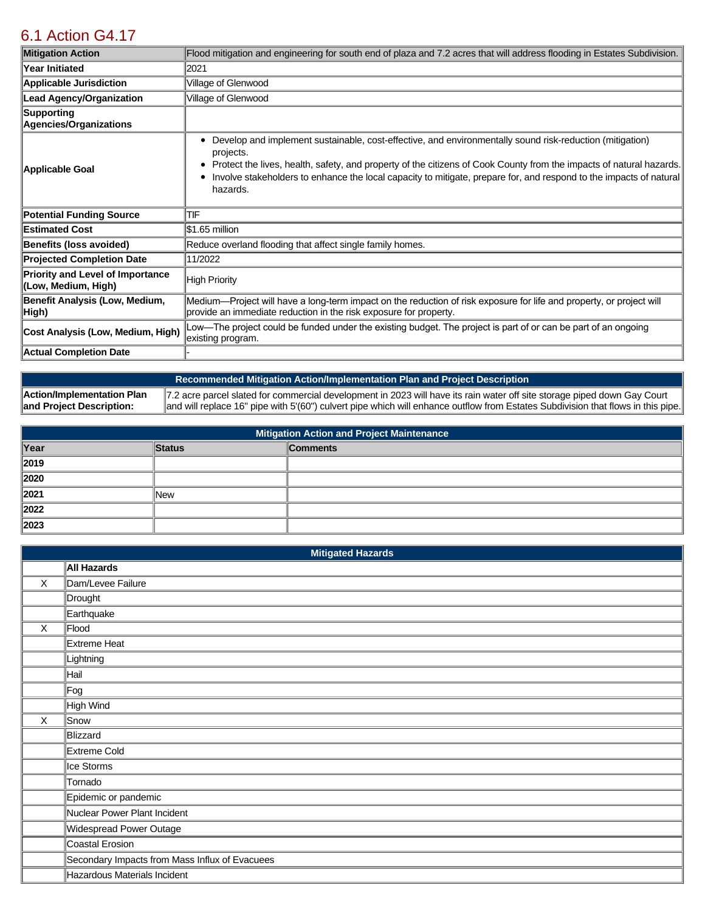## 6.1 Action G4.17

| Mitigation Action | Flood mitigation and engineering for south end of plaza and 7.2 acres that will address flooding in Estates Subdivision. |
|---|---|
| Year Initiated | 2021 |
| Applicable Jurisdiction | Village of Glenwood |
| Lead Agency/Organization | Village of Glenwood |
| Supporting Agencies/Organizations | |
| Applicable Goal | • Develop and implement sustainable, cost-effective, and environmentally sound risk-reduction (mitigation) projects.<br>• Protect the lives, health, safety, and property of the citizens of Cook County from the impacts of natural hazards.<br>• Involve stakeholders to enhance the local capacity to mitigate, prepare for, and respond to the impacts of natural hazards. |
| Potential Funding Source | TIF |
| Estimated Cost | $1.65 million |
| Benefits (loss avoided) | Reduce overland flooding that affect single family homes. |
| Projected Completion Date | 11/2022 |
| Priority and Level of Importance (Low, Medium, High) | High Priority |
| Benefit Analysis (Low, Medium, High) | Medium—Project will have a long-term impact on the reduction of risk exposure for life and property, or project will provide an immediate reduction in the risk exposure for property. |
| Cost Analysis (Low, Medium, High) | Low—The project could be funded under the existing budget. The project is part of or can be part of an ongoing existing program. |
| Actual Completion Date | - |

| Recommended Mitigation Action/Implementation Plan and Project Description | |
|---|---|
| Action/Implementation Plan and Project Description: | 7.2 acre parcel slated for commercial development in 2023 will have its rain water off site storage piped down Gay Court and will replace 16" pipe with 5'(60") culvert pipe which will enhance outflow from Estates Subdivision that flows in this pipe. |

| Mitigation Action and Project Maintenance | | |
|---|---|---|
| **Year** | **Status** | **Comments** |
| **2019** | | |
| **2020** | | |
| **2021** | New | |
| **2022** | | |
| **2023** | | |

| Mitigated Hazards | |
|---|---|
| | **All Hazards** |
| X | Dam/Levee Failure |
| | Drought |
| | Earthquake |
| X | Flood |
| | Extreme Heat |
| | Lightning |
| | Hail |
| | Fog |
| | High Wind |
| X | Snow |
| | Blizzard |
| | Extreme Cold |
| | Ice Storms |
| | Tornado |
| | Epidemic or pandemic |
| | Nuclear Power Plant Incident |
| | Widespread Power Outage |
| | Coastal Erosion |
| | Secondary Impacts from Mass Influx of Evacuees |
| | Hazardous Materials Incident |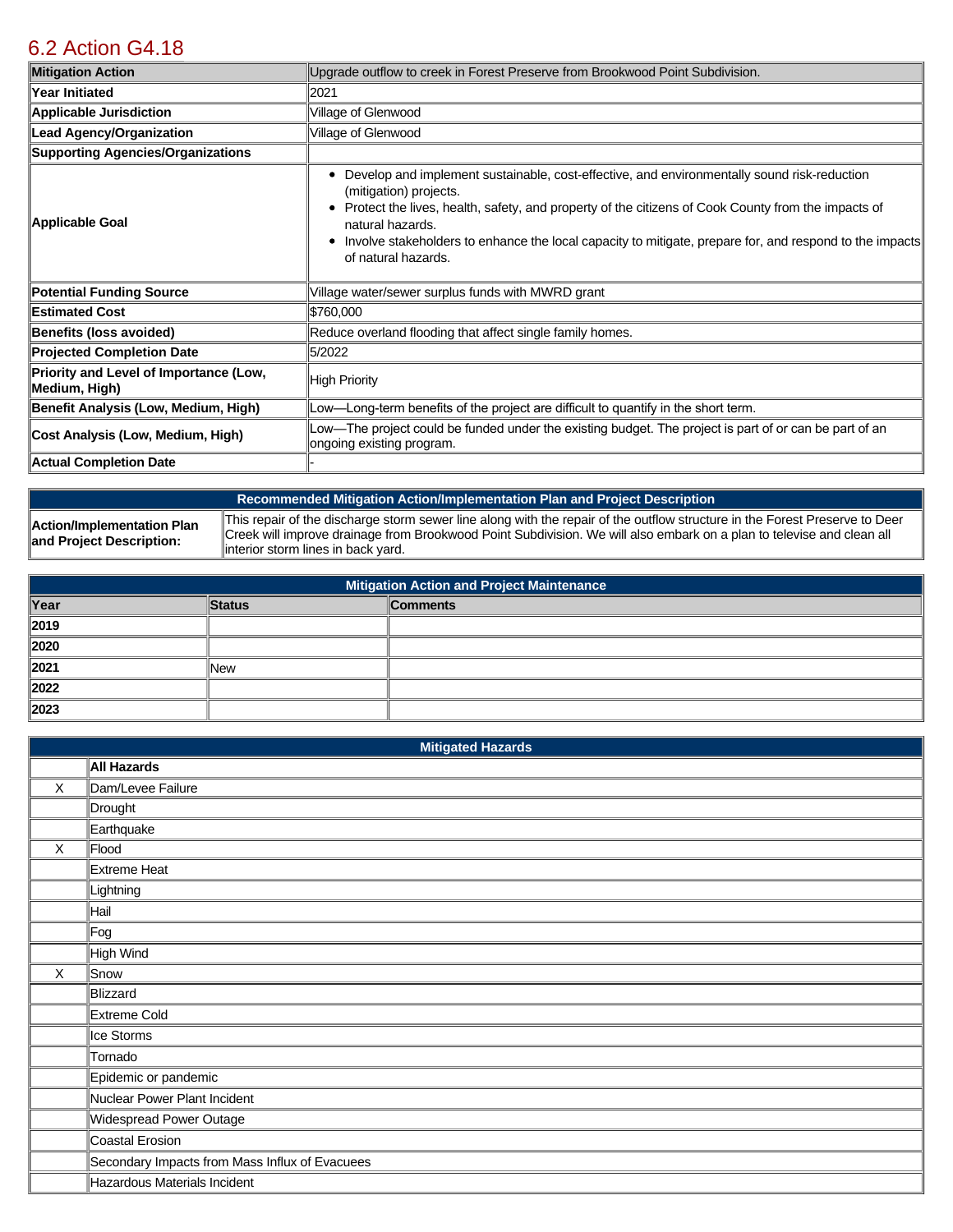## 6.2 Action G4.18

| | |
|---|---|
| **Mitigation Action** | Upgrade outflow to creek in Forest Preserve from Brookwood Point Subdivision. |
| **Year Initiated** | 2021 |
| **Applicable Jurisdiction** | Village of Glenwood |
| **Lead Agency/Organization** | Village of Glenwood |
| **Supporting Agencies/Organizations** | |
| **Applicable Goal** | • Develop and implement sustainable, cost-effective, and environmentally sound risk-reduction (mitigation) projects.<br>• Protect the lives, health, safety, and property of the citizens of Cook County from the impacts of natural hazards.<br>• Involve stakeholders to enhance the local capacity to mitigate, prepare for, and respond to the impacts of natural hazards. |
| **Potential Funding Source** | Village water/sewer surplus funds with MWRD grant |
| **Estimated Cost** | $760,000 |
| **Benefits (loss avoided)** | Reduce overland flooding that affect single family homes. |
| **Projected Completion Date** | 5/2022 |
| **Priority and Level of Importance (Low, Medium, High)** | High Priority |
| **Benefit Analysis (Low, Medium, High)** | Low—Long-term benefits of the project are difficult to quantify in the short term. |
| **Cost Analysis (Low, Medium, High)** | Low—The project could be funded under the existing budget. The project is part of or can be part of an ongoing existing program. |
| **Actual Completion Date** | - |

| Recommended Mitigation Action/Implementation Plan and Project Description | |
|---|---|
| **Action/Implementation Plan and Project Description:** | This repair of the discharge storm sewer line along with the repair of the outflow structure in the Forest Preserve to Deer Creek will improve drainage from Brookwood Point Subdivision. We will also embark on a plan to televise and clean all interior storm lines in back yard. |

| Mitigation Action and Project Maintenance | | |
|---|---|---|
| **Year** | **Status** | **Comments** |
| **2019** | | |
| **2020** | | |
| **2021** | New | |
| **2022** | | |
| **2023** | | |

| Mitigated Hazards | |
|---|---|
| | **All Hazards** |
| X | Dam/Levee Failure |
| | Drought |
| | Earthquake |
| X | Flood |
| | Extreme Heat |
| | Lightning |
| | Hail |
| | Fog |
| | High Wind |
| X | Snow |
| | Blizzard |
| | Extreme Cold |
| | Ice Storms |
| | Tornado |
| | Epidemic or pandemic |
| | Nuclear Power Plant Incident |
| | Widespread Power Outage |
| | Coastal Erosion |
| | Secondary Impacts from Mass Influx of Evacuees |
| | Hazardous Materials Incident |